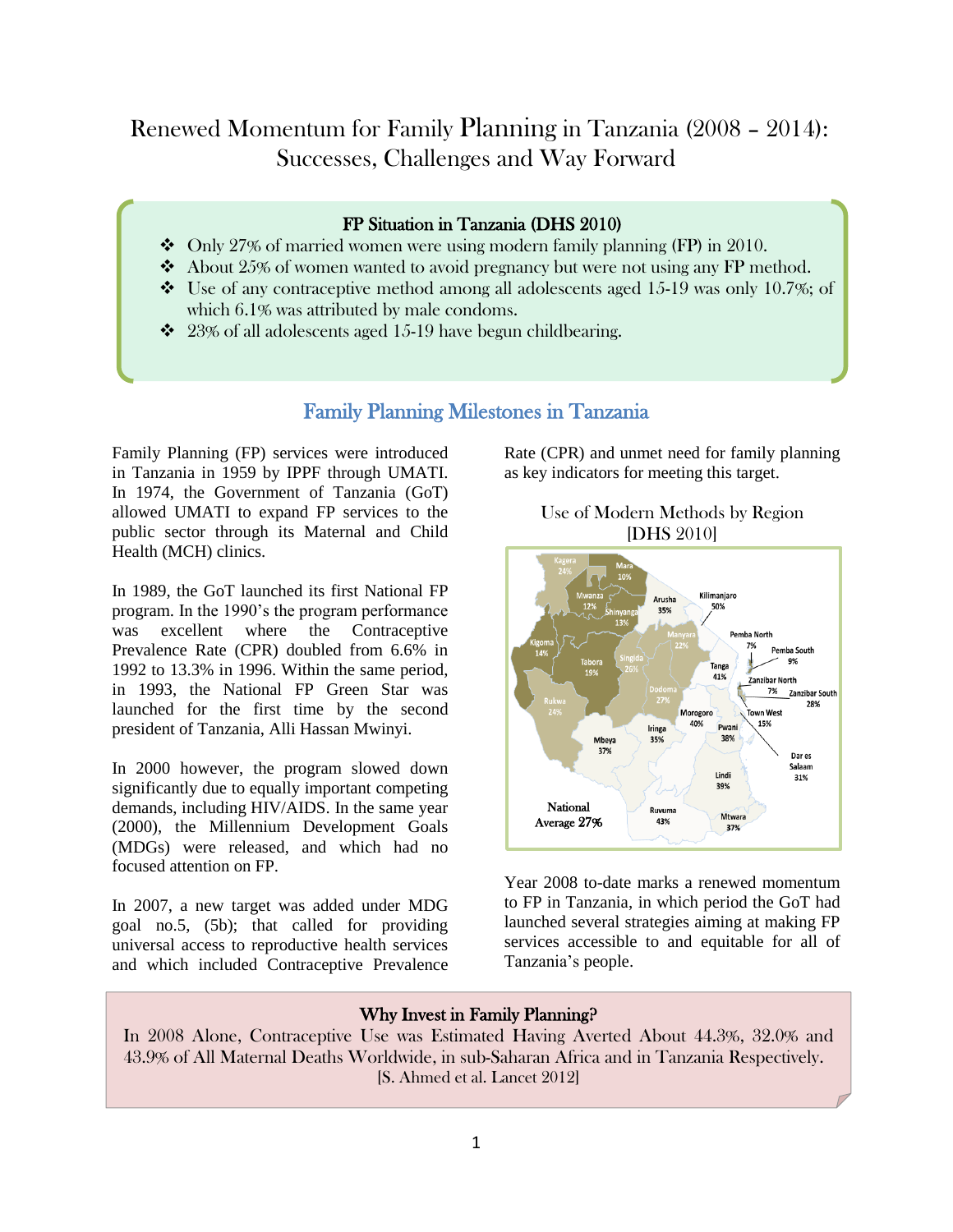# Renewed Momentum for Family Planning in Tanzania (2008 – 2014): Successes, Challenges and Way Forward

**FP Situation in Tanzania (DHS 2010)**

- Only 27% of married women were using modern family planning (FP) in 2010.
- About 25% of women wanted to avoid pregnancy but were not using any FP method.
- Use of any contraceptive method among all adolescents aged 15-19 was only 10.7%; of which 6.1% was attributed by male condoms.
- 23% of all adolescents aged 15-19 have begun childbearing.

## Family Planning Milestones in Tanzania

Family Planning (FP) services were introduced in Tanzania in 1959 by IPPF through UMATI. In 1974, the Government of Tanzania (GoT) allowed UMATI to expand FP services to the public sector through its Maternal and Child Health (MCH) clinics.

In 1989, the GoT launched its first National FP program. In the 1990's the program performance was excellent where the Contraceptive Prevalence Rate (CPR) doubled from 6.6% in 1992 to 13.3% in 1996. Within the same period, in 1993, the National FP Green Star was launched for the first time by the second president of Tanzania, Alli Hassan Mwinyi.

In 2000 however, the program slowed down significantly due to equally important competing demands, including HIV/AIDS. In the same year (2000), the Millennium Development Goals (MDGs) were released, and which had no focused attention on FP.

In 2007, a new target was added under MDG goal no.5, (5b); that called for providing universal access to reproductive health services and which included Contraceptive Prevalence Rate (CPR) and unmet need for family planning as key indicators for meeting this target.

Use of Modern Methods by Region [DHS 2010]

Kagera 24%
Mara 10%
Mwanza 12%
Shinyanga 13%
Arusha 35%
Kilimanjaro 50%
Kigoma 14%
Tabora 19%
Singida 26%
Manyara 22%
Pemba North 7%
Pemba South 9%
Tanga 41%
Zanzibar North 7%
Zanzibar South 28%
Rukwa 24%
Dodoma 27%
Town West 15%
Morogoro 40%
Iringa 35%
Pwani 38%
Mbeya 37%
Dar es Salaam 31%
Lindi 39%
National Average 27%
Ruvuma 43%
Mtwara 37%

Year 2008 to-date marks a renewed momentum to FP in Tanzania, in which period the GoT had launched several strategies aiming at making FP services accessible to and equitable for all of Tanzania's people.

**Why Invest in Family Planning?**

In 2008 Alone, Contraceptive Use was Estimated Having Averted About 44.3%, 32.0% and 43.9% of All Maternal Deaths Worldwide, in sub-Saharan Africa and in Tanzania Respectively. [S. Ahmed et al. Lancet 2012]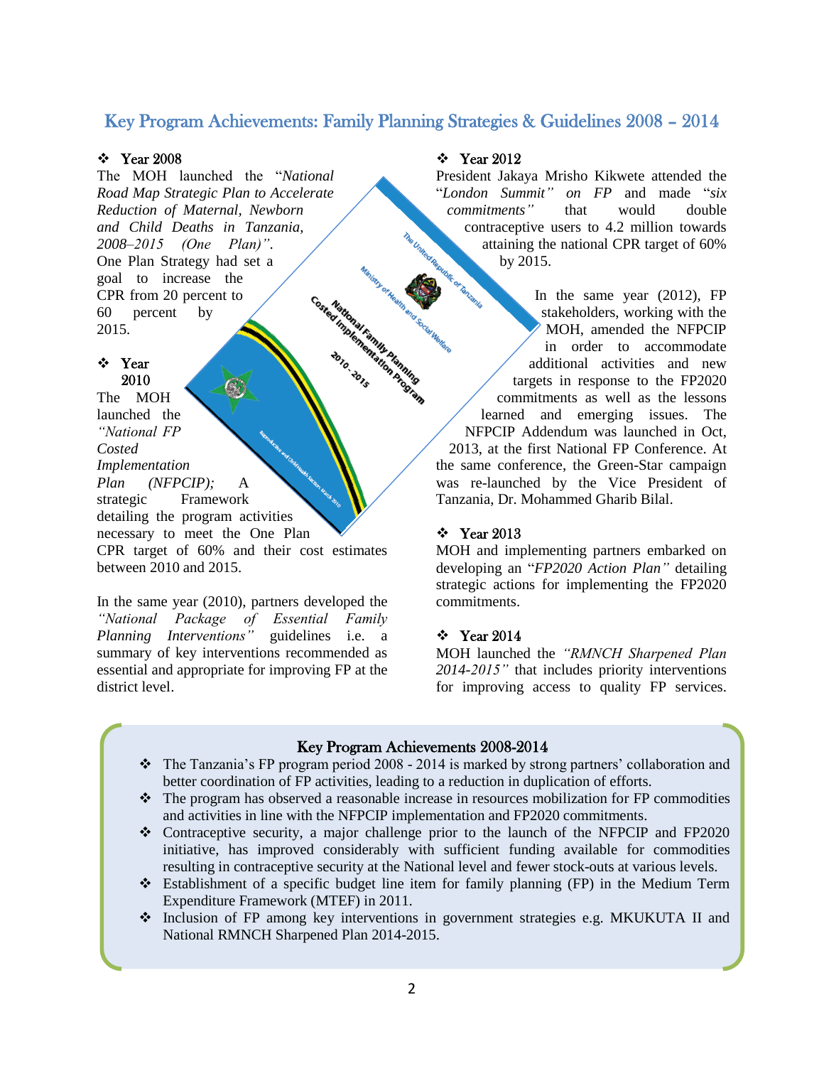## Key Program Achievements: Family Planning Strategies & Guidelines 2008 – 2014

### ❖ Year 2008

The MOH launched the "*National Road Map Strategic Plan to Accelerate Reduction of Maternal, Newborn and Child Deaths in Tanzania, 2008–2015 (One Plan)"*. One Plan Strategy had set a goal to increase the CPR from 20 percent to 60 percent by 2015.

### ❖ Year 2010

The MOH launched the *"National FP Costed Implementation Plan (NFPCIP);* A strategic Framework detailing the program activities necessary to meet the One Plan CPR target of 60% and their cost estimates between 2010 and 2015.

In the same year (2010), partners developed the *"National Package of Essential Family Planning Interventions"* guidelines i.e. a summary of key interventions recommended as essential and appropriate for improving FP at the district level.

### ❖ Year 2012

President Jakaya Mrisho Kikwete attended the "*London Summit" on FP* and made "*six commitments"* that would double contraceptive users to 4.2 million towards attaining the national CPR target of 60% by 2015.

In the same year (2012), FP stakeholders, working with the MOH, amended the NFPCIP in order to accommodate additional activities and new targets in response to the FP2020 commitments as well as the lessons learned and emerging issues. The NFPCIP Addendum was launched in Oct, 2013, at the first National FP Conference. At the same conference, the Green-Star campaign was re-launched by the Vice President of Tanzania, Dr. Mohammed Gharib Bilal.

### ❖ Year 2013

MOH and implementing partners embarked on developing an "*FP2020 Action Plan"* detailing strategic actions for implementing the FP2020 commitments.

### ❖ Year 2014

MOH launched the *"RMNCH Sharpened Plan 2014-2015"* that includes priority interventions for improving access to quality FP services.

### Key Program Achievements 2008-2014

- ❖ The Tanzania's FP program period 2008 - 2014 is marked by strong partners' collaboration and better coordination of FP activities, leading to a reduction in duplication of efforts.
- ❖ The program has observed a reasonable increase in resources mobilization for FP commodities and activities in line with the NFPCIP implementation and FP2020 commitments.
- ❖ Contraceptive security, a major challenge prior to the launch of the NFPCIP and FP2020 initiative, has improved considerably with sufficient funding available for commodities resulting in contraceptive security at the National level and fewer stock-outs at various levels.
- ❖ Establishment of a specific budget line item for family planning (FP) in the Medium Term Expenditure Framework (MTEF) in 2011.
- ❖ Inclusion of FP among key interventions in government strategies e.g. MKUKUTA II and National RMNCH Sharpened Plan 2014-2015.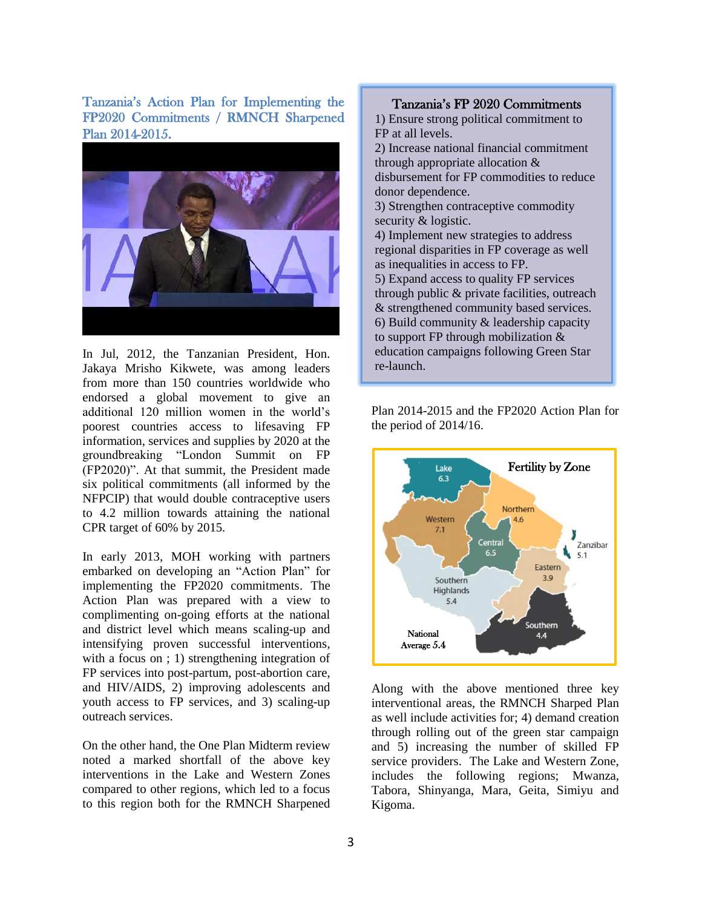## Tanzania's Action Plan for Implementing the FP2020 Commitments / RMNCH Sharpened Plan 2014-2015.

In Jul, 2012, the Tanzanian President, Hon. Jakaya Mrisho Kikwete, was among leaders from more than 150 countries worldwide who endorsed a global movement to give an additional 120 million women in the world's poorest countries access to lifesaving FP information, services and supplies by 2020 at the groundbreaking "London Summit on FP (FP2020)". At that summit, the President made six political commitments (all informed by the NFPCIP) that would double contraceptive users to 4.2 million towards attaining the national CPR target of 60% by 2015.

In early 2013, MOH working with partners embarked on developing an "Action Plan" for implementing the FP2020 commitments. The Action Plan was prepared with a view to complimenting on-going efforts at the national and district level which means scaling-up and intensifying proven successful interventions, with a focus on ; 1) strengthening integration of FP services into post-partum, post-abortion care, and HIV/AIDS, 2) improving adolescents and youth access to FP services, and 3) scaling-up outreach services.

On the other hand, the One Plan Midterm review noted a marked shortfall of the above key interventions in the Lake and Western Zones compared to other regions, which led to a focus to this region both for the RMNCH Sharpened Plan 2014-2015 and the FP2020 Action Plan for the period of 2014/16.

### Tanzania's FP 2020 Commitments

1) Ensure strong political commitment to FP at all levels.
2) Increase national financial commitment through appropriate allocation & disbursement for FP commodities to reduce donor dependence.
3) Strengthen contraceptive commodity security & logistic.
4) Implement new strategies to address regional disparities in FP coverage as well as inequalities in access to FP.
5) Expand access to quality FP services through public & private facilities, outreach & strengthened community based services.
6) Build community & leadership capacity to support FP through mobilization & education campaigns following Green Star re-launch.

Fertility by Zone

Lake 6.3
Northern 4.6
Western 7.1
Central 6.5
Zanzibar 5.1
Eastern 3.9
Southern Highlands 5.4
Southern 4.4
National Average 5.4

Along with the above mentioned three key interventional areas, the RMNCH Sharped Plan as well include activities for; 4) demand creation through rolling out of the green star campaign and 5) increasing the number of skilled FP service providers. The Lake and Western Zone, includes the following regions; Mwanza, Tabora, Shinyanga, Mara, Geita, Simiyu and Kigoma.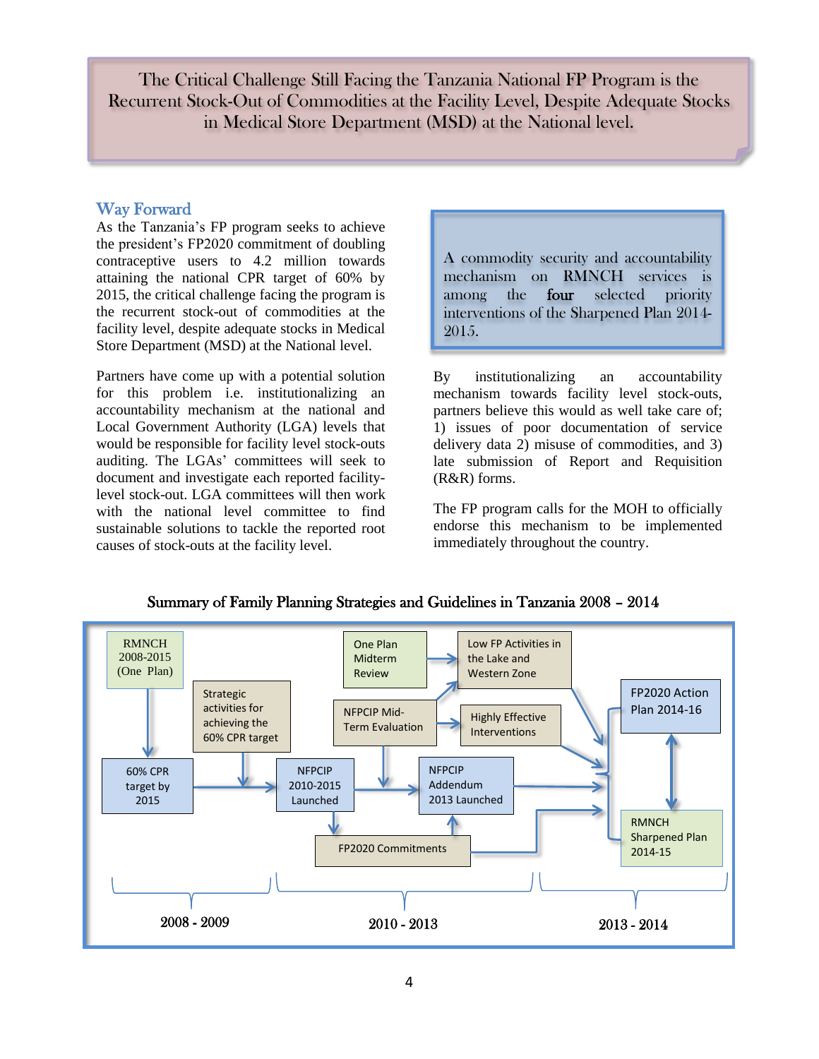The Critical Challenge Still Facing the Tanzania National FP Program is the Recurrent Stock-Out of Commodities at the Facility Level, Despite Adequate Stocks in Medical Store Department (MSD) at the National level.

## Way Forward

As the Tanzania's FP program seeks to achieve the president's FP2020 commitment of doubling contraceptive users to 4.2 million towards attaining the national CPR target of 60% by 2015, the critical challenge facing the program is the recurrent stock-out of commodities at the facility level, despite adequate stocks in Medical Store Department (MSD) at the National level.

Partners have come up with a potential solution for this problem i.e. institutionalizing an accountability mechanism at the national and Local Government Authority (LGA) levels that would be responsible for facility level stock-outs auditing. The LGAs' committees will seek to document and investigate each reported facility-level stock-out. LGA committees will then work with the national level committee to find sustainable solutions to tackle the reported root causes of stock-outs at the facility level.

A commodity security and accountability mechanism on RMNCH services is among the **four** selected priority interventions of the Sharpened Plan 2014-2015.

By institutionalizing an accountability mechanism towards facility level stock-outs, partners believe this would as well take care of; 1) issues of poor documentation of service delivery data 2) misuse of commodities, and 3) late submission of Report and Requisition (R&R) forms.

The FP program calls for the MOH to officially endorse this mechanism to be implemented immediately throughout the country.

### Summary of Family Planning Strategies and Guidelines in Tanzania 2008 – 2014

RMNCH 2008-2015 (One Plan)
Strategic activities for achieving the 60% CPR target
60% CPR target by 2015
NFPCIP 2010-2015 Launched
One Plan Midterm Review
Low FP Activities in the Lake and Western Zone
NFPCIP Mid-Term Evaluation
Highly Effective Interventions
NFPCIP Addendum 2013 Launched
FP2020 Commitments
FP2020 Action Plan 2014-16
RMNCH Sharpened Plan 2014-15

2008 - 2009
2010 - 2013
2013 - 2014